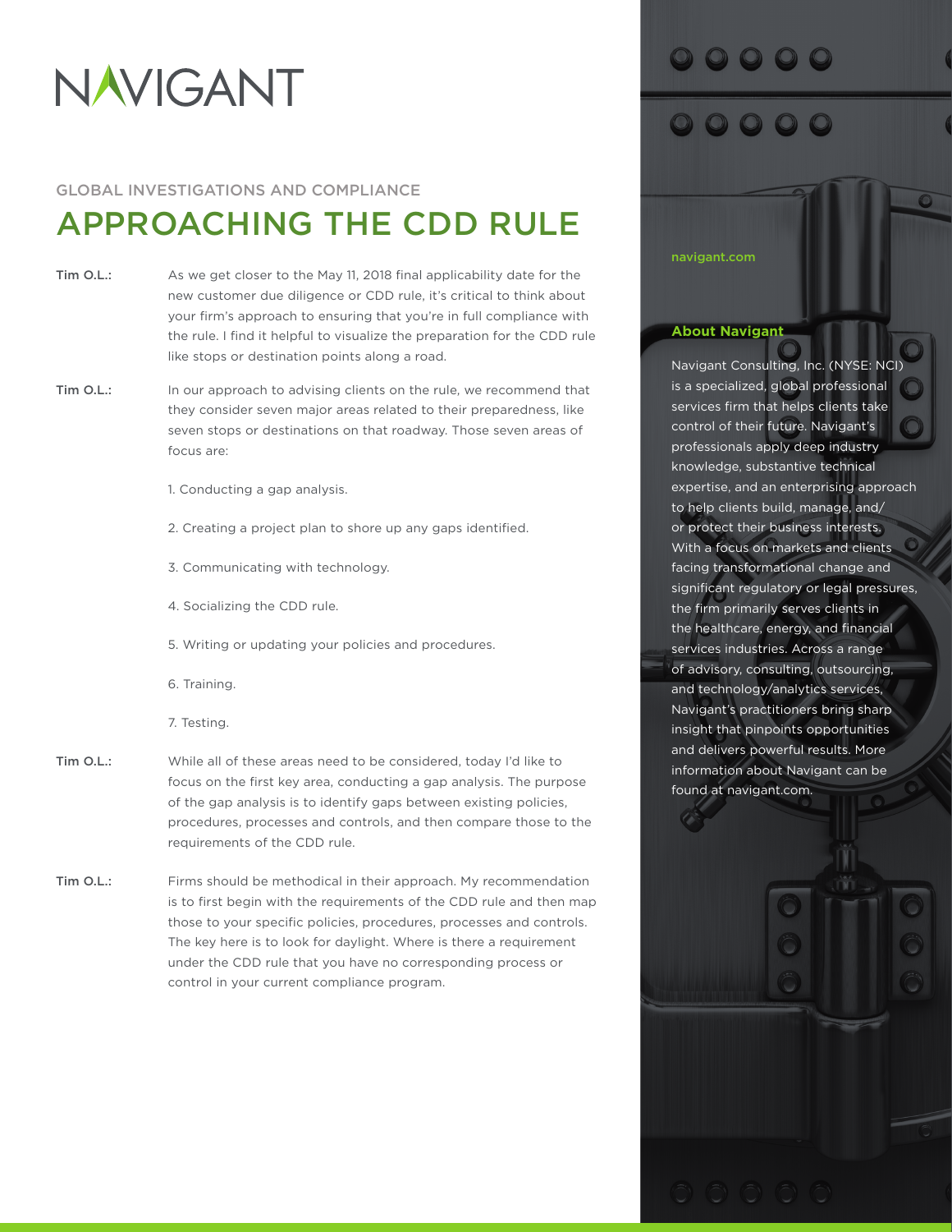# NAVIGANT

GLOBAL INVESTIGATIONS AND COMPLIANCE

## APPROACHING THE CDD RULE

**Tim O.L.:** As we get closer to the May 11, 2018 final applicability date for the new customer due diligence or CDD rule, it's critical to think about your firm's approach to ensuring that you're in full compliance with the rule. I find it helpful to visualize the preparation for the CDD rule like stops or destination points along a road.

**Tim O.L.:** In our approach to advising clients on the rule, we recommend that they consider seven major areas related to their preparedness, like seven stops or destinations on that roadway. Those seven areas of focus are:

1. Conducting a gap analysis.
2. Creating a project plan to shore up any gaps identified.
3. Communicating with technology.
4. Socializing the CDD rule.
5. Writing or updating your policies and procedures.
6. Training.
7. Testing.

**Tim O.L.:** While all of these areas need to be considered, today I'd like to focus on the first key area, conducting a gap analysis. The purpose of the gap analysis is to identify gaps between existing policies, procedures, processes and controls, and then compare those to the requirements of the CDD rule.

**Tim O.L.:** Firms should be methodical in their approach. My recommendation is to first begin with the requirements of the CDD rule and then map those to your specific policies, procedures, processes and controls. The key here is to look for daylight. Where is there a requirement under the CDD rule that you have no corresponding process or control in your current compliance program.

navigant.com

**About Navigant**

Navigant Consulting, Inc. (NYSE: NCI) is a specialized, global professional services firm that helps clients take control of their future. Navigant's professionals apply deep industry knowledge, substantive technical expertise, and an enterprising approach to help clients build, manage, and/or protect their business interests. With a focus on markets and clients facing transformational change and significant regulatory or legal pressures, the firm primarily serves clients in the healthcare, energy, and financial services industries. Across a range of advisory, consulting, outsourcing, and technology/analytics services, Navigant's practitioners bring sharp insight that pinpoints opportunities and delivers powerful results. More information about Navigant can be found at navigant.com.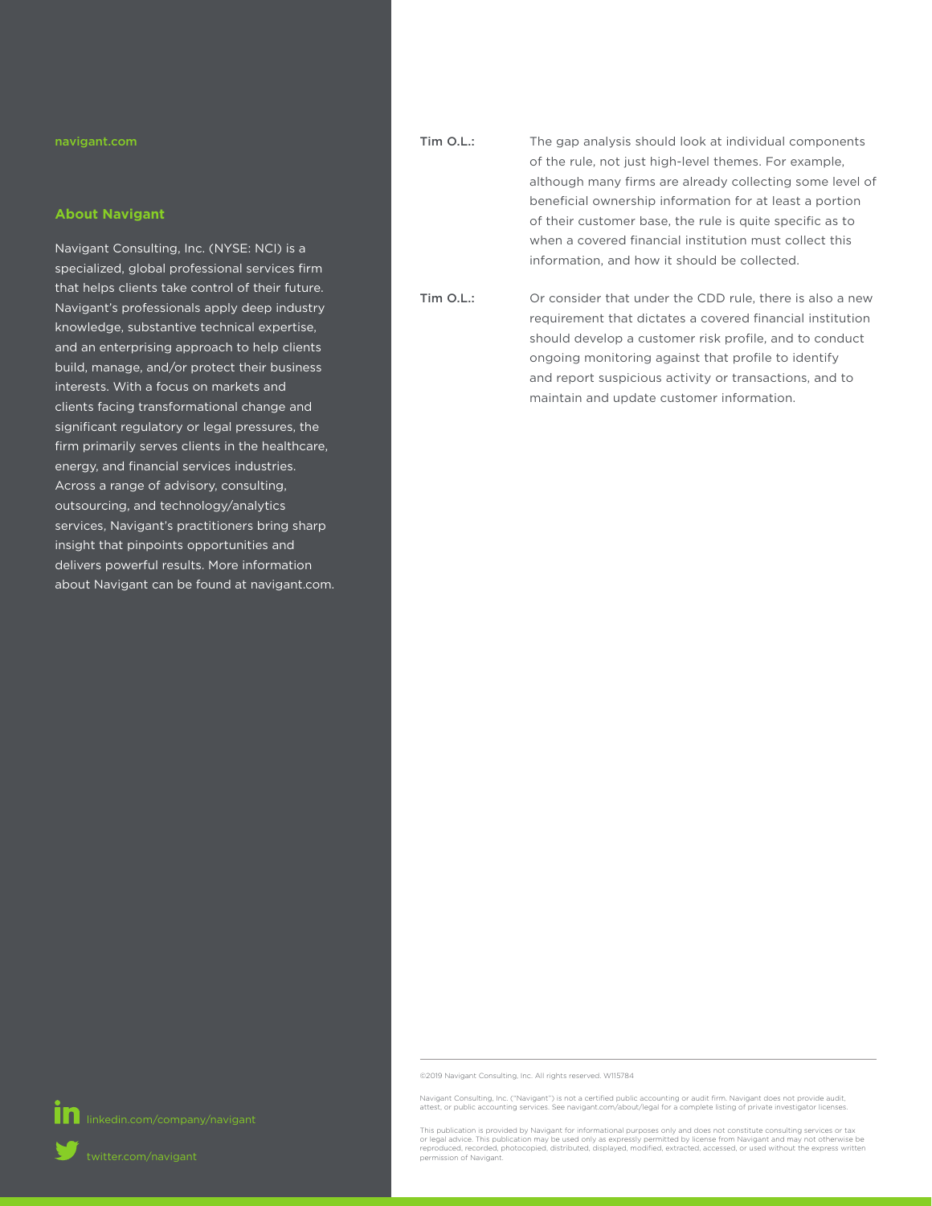**Tim O.L.:** The gap analysis should look at individual components of the rule, not just high-level themes. For example, although many firms are already collecting some level of beneficial ownership information for at least a portion of their customer base, the rule is quite specific as to when a covered financial institution must collect this information, and how it should be collected.

**Tim O.L.:** Or consider that under the CDD rule, there is also a new requirement that dictates a covered financial institution should develop a customer risk profile, and to conduct ongoing monitoring against that profile to identify and report suspicious activity or transactions, and to maintain and update customer information.

navigant.com

## About Navigant

Navigant Consulting, Inc. (NYSE: NCI) is a specialized, global professional services firm that helps clients take control of their future. Navigant's professionals apply deep industry knowledge, substantive technical expertise, and an enterprising approach to help clients build, manage, and/or protect their business interests. With a focus on markets and clients facing transformational change and significant regulatory or legal pressures, the firm primarily serves clients in the healthcare, energy, and financial services industries. Across a range of advisory, consulting, outsourcing, and technology/analytics services, Navigant's practitioners bring sharp insight that pinpoints opportunities and delivers powerful results. More information about Navigant can be found at navigant.com.

linkedin.com/company/navigant

twitter.com/navigant

©2019 Navigant Consulting, Inc. All rights reserved. W115784

Navigant Consulting, Inc. ("Navigant") is not a certified public accounting or audit firm. Navigant does not provide audit, attest, or public accounting services. See navigant.com/about/legal for a complete listing of private investigator licenses.

This publication is provided by Navigant for informational purposes only and does not constitute consulting services or tax or legal advice. This publication may be used only as expressly permitted by license from Navigant and may not otherwise be reproduced, recorded, photocopied, distributed, displayed, modified, extracted, accessed, or used without the express written permission of Navigant.